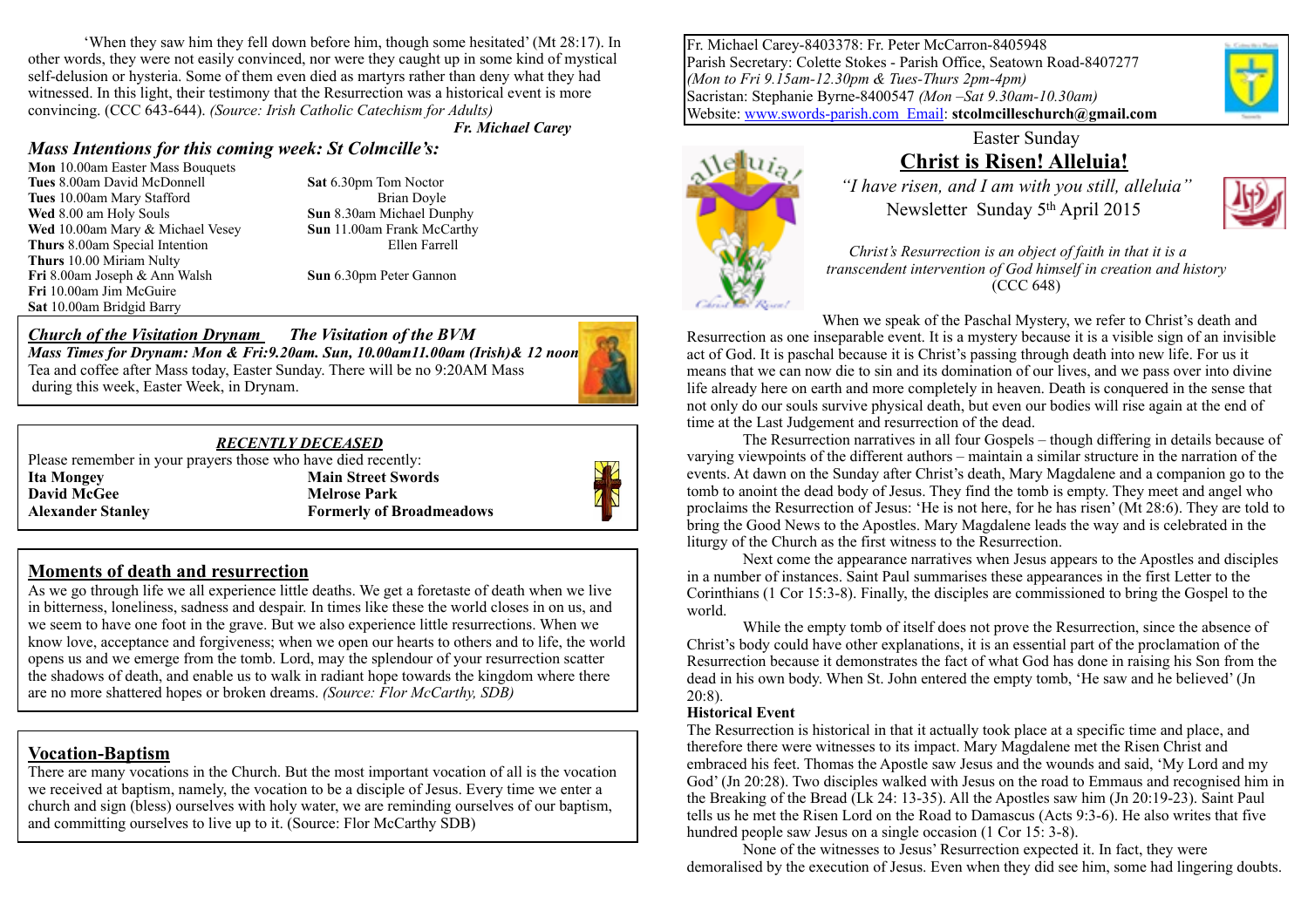‘When they saw him they fell down before him, though some hesitated’ (Mt 28:17). In other words, they were not easily convinced, nor were they caught up in some kind of mystical self-delusion or hysteria. Some of them even died as martyrs rather than deny what they had witnessed. In this light, their testimony that the Resurrection was a historical event is more convincing. (CCC 643-644). *(Source: Irish Catholic Catechism for Adults)*

***Fr. Michael Carey***

## *Mass Intentions for this coming week: St Colmcille’s:*

**Mon** 10.00am Easter Mass Bouquets
**Tues** 8.00am David McDonnell
**Tues** 10.00am Mary Stafford
**Wed** 8.00 am Holy Souls
**Wed** 10.00am Mary & Michael Vesey
**Thurs** 8.00am Special Intention
**Thurs** 10.00 Miriam Nulty
**Fri** 8.00am Joseph & Ann Walsh
**Fri** 10.00am Jim McGuire
**Sat** 10.00am Bridgid Barry
**Sat** 6.30pm Tom Noctor
Brian Doyle
**Sun** 8.30am Michael Dunphy
**Sun** 11.00am Frank McCarthy
Ellen Farrell
**Sun** 6.30pm Peter Gannon

***Church of the Visitation Drynam*** ***The Visitation of the BVM***
***Mass Times for Drynam: Mon & Fri:9.20am. Sun, 10.00am11.00am (Irish)& 12 noon***
Tea and coffee after Mass today, Easter Sunday. There will be no 9:20AM Mass during this week, Easter Week, in Drynam.

***RECENTLY DECEASED***

Please remember in your prayers those who have died recently:

**Ita Mongey** **Main Street Swords**
**David McGee** **Melrose Park**
**Alexander Stanley** **Formerly of Broadmeadows**

## Moments of death and resurrection

As we go through life we all experience little deaths. We get a foretaste of death when we live in bitterness, loneliness, sadness and despair. In times like these the world closes in on us, and we seem to have one foot in the grave. But we also experience little resurrections. When we know love, acceptance and forgiveness; when we open our hearts to others and to life, the world opens us and we emerge from the tomb. Lord, may the splendour of your resurrection scatter the shadows of death, and enable us to walk in radiant hope towards the kingdom where there are no more shattered hopes or broken dreams. *(Source: Flor McCarthy, SDB)*

## Vocation-Baptism

There are many vocations in the Church. But the most important vocation of all is the vocation we received at baptism, namely, the vocation to be a disciple of Jesus. Every time we enter a church and sign (bless) ourselves with holy water, we are reminding ourselves of our baptism, and committing ourselves to live up to it. (Source: Flor McCarthy SDB)

Fr. Michael Carey-8403378: Fr. Peter McCarron-8405948
Parish Secretary: Colette Stokes - Parish Office, Seatown Road-8407277
*(Mon to Fri 9.15am-12.30pm & Tues-Thurs 2pm-4pm)*
Sacristan: Stephanie Byrne-8400547 *(Mon –Sat 9.30am-10.30am)*
Website: www.swords-parish.com Email: **stcolmcilleschurch@gmail.com**

Easter Sunday

# Christ is Risen! Alleluia!

*“I have risen, and I am with you still, alleluia”*
Newsletter Sunday 5th April 2015

*Christ’s Resurrection is an object of faith in that it is a transcendent intervention of God himself in creation and history* (CCC 648)

When we speak of the Paschal Mystery, we refer to Christ’s death and Resurrection as one inseparable event. It is a mystery because it is a visible sign of an invisible act of God. It is paschal because it is Christ’s passing through death into new life. For us it means that we can now die to sin and its domination of our lives, and we pass over into divine life already here on earth and more completely in heaven. Death is conquered in the sense that not only do our souls survive physical death, but even our bodies will rise again at the end of time at the Last Judgement and resurrection of the dead.

The Resurrection narratives in all four Gospels – though differing in details because of varying viewpoints of the different authors – maintain a similar structure in the narration of the events. At dawn on the Sunday after Christ’s death, Mary Magdalene and a companion go to the tomb to anoint the dead body of Jesus. They find the tomb is empty. They meet and angel who proclaims the Resurrection of Jesus: ‘He is not here, for he has risen’ (Mt 28:6). They are told to bring the Good News to the Apostles. Mary Magdalene leads the way and is celebrated in the liturgy of the Church as the first witness to the Resurrection.

Next come the appearance narratives when Jesus appears to the Apostles and disciples in a number of instances. Saint Paul summarises these appearances in the first Letter to the Corinthians (1 Cor 15:3-8). Finally, the disciples are commissioned to bring the Gospel to the world.

While the empty tomb of itself does not prove the Resurrection, since the absence of Christ’s body could have other explanations, it is an essential part of the proclamation of the Resurrection because it demonstrates the fact of what God has done in raising his Son from the dead in his own body. When St. John entered the empty tomb, ‘He saw and he believed’ (Jn 20:8).

**Historical Event**

The Resurrection is historical in that it actually took place at a specific time and place, and therefore there were witnesses to its impact. Mary Magdalene met the Risen Christ and embraced his feet. Thomas the Apostle saw Jesus and the wounds and said, ‘My Lord and my God’ (Jn 20:28). Two disciples walked with Jesus on the road to Emmaus and recognised him in the Breaking of the Bread (Lk 24: 13-35). All the Apostles saw him (Jn 20:19-23). Saint Paul tells us he met the Risen Lord on the Road to Damascus (Acts 9:3-6). He also writes that five hundred people saw Jesus on a single occasion (1 Cor 15: 3-8).

None of the witnesses to Jesus’ Resurrection expected it. In fact, they were demoralised by the execution of Jesus. Even when they did see him, some had lingering doubts.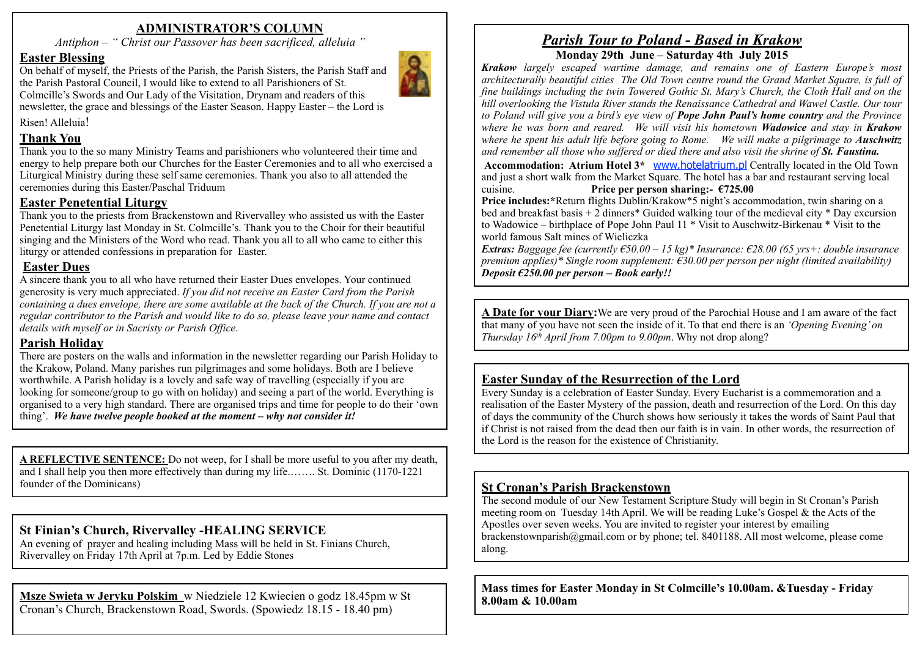## ADMINISTRATOR'S COLUMN

*Antiphon – " Christ our Passover has been sacrificed, alleluia "*

### Easter Blessing

On behalf of myself, the Priests of the Parish, the Parish Sisters, the Parish Staff and the Parish Pastoral Council, I would like to extend to all Parishioners of St. Colmcille's Swords and Our Lady of the Visitation, Drynam and readers of this newsletter, the grace and blessings of the Easter Season. Happy Easter – the Lord is Risen! Alleluia!

### Thank You

Thank you to the so many Ministry Teams and parishioners who volunteered their time and energy to help prepare both our Churches for the Easter Ceremonies and to all who exercised a Liturgical Ministry during these self same ceremonies. Thank you also to all attended the ceremonies during this Easter/Paschal Triduum

### Easter Penetential Liturgy

Thank you to the priests from Brackenstown and Rivervalley who assisted us with the Easter Penetential Liturgy last Monday in St. Colmcille's. Thank you to the Choir for their beautiful singing and the Ministers of the Word who read. Thank you all to all who came to either this liturgy or attended confessions in preparation for Easter.

### Easter Dues

A sincere thank you to all who have returned their Easter Dues envelopes. Your continued generosity is very much appreciated. *If you did not receive an Easter Card from the Parish containing a dues envelope, there are some available at the back of the Church. If you are not a regular contributor to the Parish and would like to do so, please leave your name and contact details with myself or in Sacristy or Parish Office*.

### Parish Holiday

There are posters on the walls and information in the newsletter regarding our Parish Holiday to the Krakow, Poland. Many parishes run pilgrimages and some holidays. Both are I believe worthwhile. A Parish holiday is a lovely and safe way of travelling (especially if you are looking for someone/group to go with on holiday) and seeing a part of the world. Everything is organised to a very high standard. There are organised trips and time for people to do their 'own thing'. ***We have twelve people booked at the moment – why not consider it!***

**A REFLECTIVE SENTENCE:** Do not weep, for I shall be more useful to you after my death, and I shall help you then more effectively than during my life.……. St. Dominic (1170-1221 founder of the Dominicans)

### St Finian's Church, Rivervalley -HEALING SERVICE

An evening of prayer and healing including Mass will be held in St. Finians Church, Rivervalley on Friday 17th April at 7p.m. Led by Eddie Stones

**Msze Swieta w Jeryku Polskim** w Niedziele 12 Kwiecien o godz 18.45pm w St Cronan's Church, Brackenstown Road, Swords. (Spowiedz 18.15 - 18.40 pm)

## *Parish Tour to Poland - Based in Krakow*

**Monday 29th June – Saturday 4th July 2015**

***Krakow*** *largely escaped wartime damage, and remains one of Eastern Europe's most architecturally beautiful cities The Old Town centre round the Grand Market Square, is full of fine buildings including the twin Towered Gothic St. Mary's Church, the Cloth Hall and on the hill overlooking the Vistula River stands the Renaissance Cathedral and Wawel Castle. Our tour to Poland will give you a bird's eye view of* ***Pope John Paul's home country*** *and the Province where he was born and reared. We will visit his hometown* ***Wadowice*** *and stay in* ***Krakow*** *where he spent his adult life before going to Rome. We will make a pilgrimage to* ***Auschwitz*** *and remember all those who suffered or died there and also visit the shrine of* ***St. Faustina.***

**Accommodation: Atrium Hotel 3\*** www.hotelatrium.pl Centrally located in the Old Town and just a short walk from the Market Square. The hotel has a bar and restaurant serving local cuisine. **Price per person sharing:- €725.00**

**Price includes:**\*Return flights Dublin/Krakow\*5 night's accommodation, twin sharing on a bed and breakfast basis + 2 dinners\* Guided walking tour of the medieval city \* Day excursion to Wadowice – birthplace of Pope John Paul 11 \* Visit to Auschwitz-Birkenau \* Visit to the world famous Salt mines of Wieliczka

***Extras:*** *Baggage fee (currently €50.00 – 15 kg)\* Insurance: €28.00 (65 yrs+: double insurance premium applies)\* Single room supplement: €30.00 per person per night (limited availability)*

***Deposit €250.00 per person – Book early!!***

**A Date for your Diary:** We are very proud of the Parochial House and I am aware of the fact that many of you have not seen the inside of it. To that end there is an *'Opening Evening' on Thursday 16th April from 7.00pm to 9.00pm*. Why not drop along?

### Easter Sunday of the Resurrection of the Lord

Every Sunday is a celebration of Easter Sunday. Every Eucharist is a commemoration and a realisation of the Easter Mystery of the passion, death and resurrection of the Lord. On this day of days the community of the Church shows how seriously it takes the words of Saint Paul that if Christ is not raised from the dead then our faith is in vain. In other words, the resurrection of the Lord is the reason for the existence of Christianity.

### St Cronan's Parish Brackenstown

The second module of our New Testament Scripture Study will begin in St Cronan's Parish meeting room on Tuesday 14th April. We will be reading Luke's Gospel & the Acts of the Apostles over seven weeks. You are invited to register your interest by emailing brackenstownparish@gmail.com or by phone; tel. 8401188. All most welcome, please come along.

**Mass times for Easter Monday in St Colmcille's 10.00am. &Tuesday - Friday 8.00am & 10.00am**